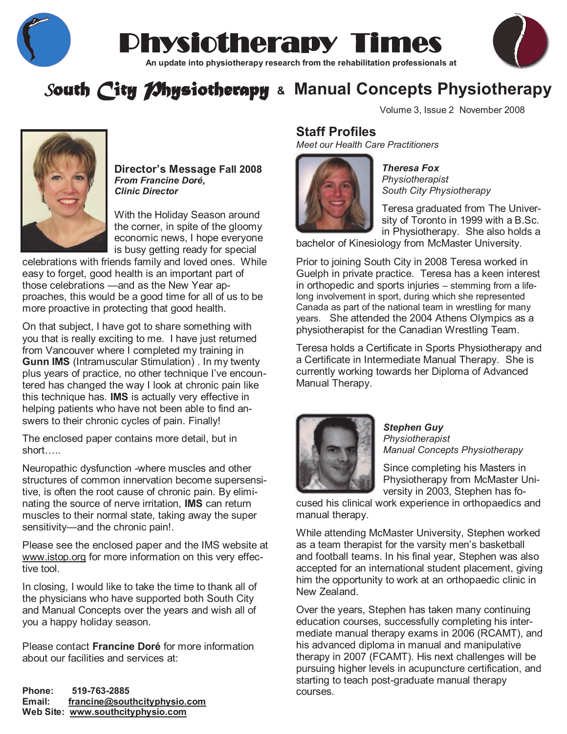# Physiotherapy Times

An update into physiotherapy research from the rehabilitation professionals at

## South City Physiotherapy & Manual Concepts Physiotherapy

Volume 3, Issue 2 November 2008

### Director's Message Fall 2008

***From Francine Doré,***
***Clinic Director***

With the Holiday Season around the corner, in spite of the gloomy economic news, I hope everyone is busy getting ready for special celebrations with friends family and loved ones. While easy to forget, good health is an important part of those celebrations —and as the New Year approaches, this would be a good time for all of us to be more proactive in protecting that good health.

On that subject, I have got to share something with you that is really exciting to me. I have just returned from Vancouver where I completed my training in **Gunn IMS** (Intramuscular Stimulation) . In my twenty plus years of practice, no other technique I've encountered has changed the way I look at chronic pain like this technique has. **IMS** is actually very effective in helping patients who have not been able to find answers to their chronic cycles of pain. Finally!

The enclosed paper contains more detail, but in short…..

Neuropathic dysfunction -where muscles and other structures of common innervation become supersensitive, is often the root cause of chronic pain. By eliminating the source of nerve irritation, **IMS** can return muscles to their normal state, taking away the super sensitivity—and the chronic pain!.

Please see the enclosed paper and the IMS website at www.istop.org for more information on this very effective tool.

In closing, I would like to take the time to thank all of the physicians who have supported both South City and Manual Concepts over the years and wish all of you a happy holiday season.

Please contact **Francine Doré** for more information about our facilities and services at:

**Phone:** 519-763-2885
**Email:** francine@southcityphysio.com
**Web Site:** www.southcityphysio.com

## Staff Profiles

*Meet our Health Care Practitioners*

***Theresa Fox***
*Physiotherapist*
*South City Physiotherapy*

Teresa graduated from The University of Toronto in 1999 with a B.Sc. in Physiotherapy. She also holds a bachelor of Kinesiology from McMaster University.

Prior to joining South City in 2008 Teresa worked in Guelph in private practice. Teresa has a keen interest in orthopedic and sports injuries – stemming from a life-long involvement in sport, during which she represented Canada as part of the national team in wrestling for many years. She attended the 2004 Athens Olympics as a physiotherapist for the Canadian Wrestling Team.

Teresa holds a Certificate in Sports Physiotherapy and a Certificate in Intermediate Manual Therapy. She is currently working towards her Diploma of Advanced Manual Therapy.

***Stephen Guy***
*Physiotherapist*
*Manual Concepts Physiotherapy*

Since completing his Masters in Physiotherapy from McMaster University in 2003, Stephen has focused his clinical work experience in orthopaedics and manual therapy.

While attending McMaster University, Stephen worked as a team therapist for the varsity men's basketball and football teams. In his final year, Stephen was also accepted for an international student placement, giving him the opportunity to work at an orthopaedic clinic in New Zealand.

Over the years, Stephen has taken many continuing education courses, successfully completing his intermediate manual therapy exams in 2006 (RCAMT), and his advanced diploma in manual and manipulative therapy in 2007 (FCAMT). His next challenges will be pursuing higher levels in acupuncture certification, and starting to teach post-graduate manual therapy courses.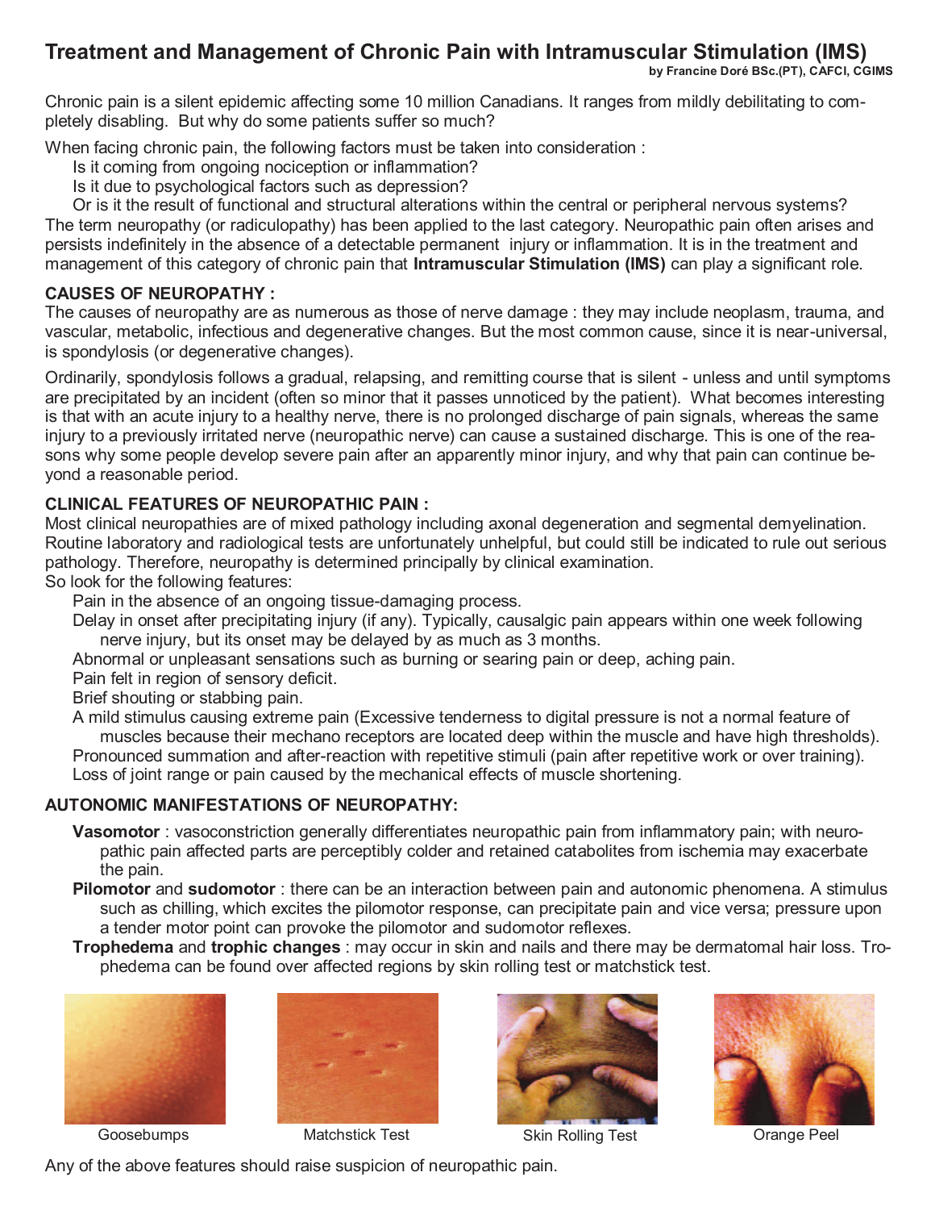# Treatment and Management of Chronic Pain with Intramuscular Stimulation (IMS)

**by Francine Doré BSc.(PT), CAFCI, CGIMS**

Chronic pain is a silent epidemic affecting some 10 million Canadians. It ranges from mildly debilitating to completely disabling. But why do some patients suffer so much?

When facing chronic pain, the following factors must be taken into consideration :

- Is it coming from ongoing nociception or inflammation?
- Is it due to psychological factors such as depression?
- Or is it the result of functional and structural alterations within the central or peripheral nervous systems?

The term neuropathy (or radiculopathy) has been applied to the last category. Neuropathic pain often arises and persists indefinitely in the absence of a detectable permanent injury or inflammation. It is in the treatment and management of this category of chronic pain that **Intramuscular Stimulation (IMS)** can play a significant role.

## CAUSES OF NEUROPATHY :

The causes of neuropathy are as numerous as those of nerve damage : they may include neoplasm, trauma, and vascular, metabolic, infectious and degenerative changes. But the most common cause, since it is near-universal, is spondylosis (or degenerative changes).

Ordinarily, spondylosis follows a gradual, relapsing, and remitting course that is silent - unless and until symptoms are precipitated by an incident (often so minor that it passes unnoticed by the patient). What becomes interesting is that with an acute injury to a healthy nerve, there is no prolonged discharge of pain signals, whereas the same injury to a previously irritated nerve (neuropathic nerve) can cause a sustained discharge. This is one of the reasons why some people develop severe pain after an apparently minor injury, and why that pain can continue beyond a reasonable period.

## CLINICAL FEATURES OF NEUROPATHIC PAIN :

Most clinical neuropathies are of mixed pathology including axonal degeneration and segmental demyelination. Routine laboratory and radiological tests are unfortunately unhelpful, but could still be indicated to rule out serious pathology. Therefore, neuropathy is determined principally by clinical examination.

So look for the following features:

- Pain in the absence of an ongoing tissue-damaging process.
- Delay in onset after precipitating injury (if any). Typically, causalgic pain appears within one week following nerve injury, but its onset may be delayed by as much as 3 months.
- Abnormal or unpleasant sensations such as burning or searing pain or deep, aching pain.
- Pain felt in region of sensory deficit.
- Brief shouting or stabbing pain.
- A mild stimulus causing extreme pain (Excessive tenderness to digital pressure is not a normal feature of muscles because their mechano receptors are located deep within the muscle and have high thresholds).
- Pronounced summation and after-reaction with repetitive stimuli (pain after repetitive work or over training).
- Loss of joint range or pain caused by the mechanical effects of muscle shortening.

## AUTONOMIC MANIFESTATIONS OF NEUROPATHY:

- **Vasomotor** : vasoconstriction generally differentiates neuropathic pain from inflammatory pain; with neuropathic pain affected parts are perceptibly colder and retained catabolites from ischemia may exacerbate the pain.
- **Pilomotor** and **sudomotor** : there can be an interaction between pain and autonomic phenomena. A stimulus such as chilling, which excites the pilomotor response, can precipitate pain and vice versa; pressure upon a tender motor point can provoke the pilomotor and sudomotor reflexes.
- **Trophedema** and **trophic changes** : may occur in skin and nails and there may be dermatomal hair loss. Trophedema can be found over affected regions by skin rolling test or matchstick test.

Goosebumps

Matchstick Test

Skin Rolling Test

Orange Peel

Any of the above features should raise suspicion of neuropathic pain.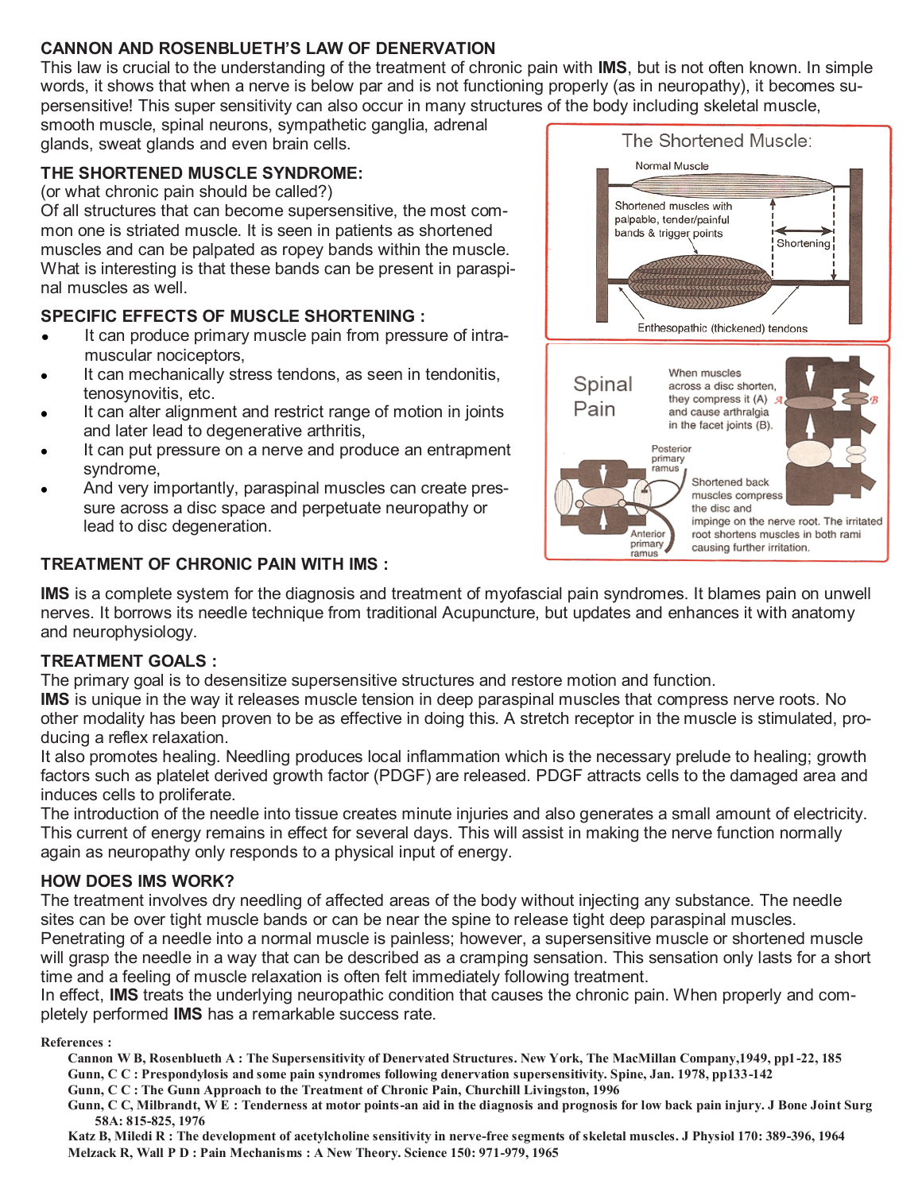## CANNON AND ROSENBLUETH'S LAW OF DENERVATION

This law is crucial to the understanding of the treatment of chronic pain with **IMS**, but is not often known. In simple words, it shows that when a nerve is below par and is not functioning properly (as in neuropathy), it becomes supersensitive! This super sensitivity can also occur in many structures of the body including skeletal muscle, smooth muscle, spinal neurons, sympathetic ganglia, adrenal glands, sweat glands and even brain cells.

## THE SHORTENED MUSCLE SYNDROME:

(or what chronic pain should be called?)

Of all structures that can become supersensitive, the most common one is striated muscle. It is seen in patients as shortened muscles and can be palpated as ropey bands within the muscle. What is interesting is that these bands can be present in paraspinal muscles as well.

## SPECIFIC EFFECTS OF MUSCLE SHORTENING :

- It can produce primary muscle pain from pressure of intramuscular nociceptors,
- It can mechanically stress tendons, as seen in tendonitis, tenosynovitis, etc.
- It can alter alignment and restrict range of motion in joints and later lead to degenerative arthritis,
- It can put pressure on a nerve and produce an entrapment syndrome,
- And very importantly, paraspinal muscles can create pressure across a disc space and perpetuate neuropathy or lead to disc degeneration.

The Shortened Muscle:

Normal Muscle

Shortened muscles with palpable, tender/painful bands & trigger points

Shortening

Enthesopathic (thickened) tendons

Spinal Pain

When muscles across a disc shorten, they compress it (A) and cause arthralgia in the facet joints (B).

Posterior primary ramus

Anterior primary ramus

Shortened back muscles compress the disc and impinge on the nerve root. The irritated root shortens muscles in both rami causing further irritation.

## TREATMENT OF CHRONIC PAIN WITH IMS :

**IMS** is a complete system for the diagnosis and treatment of myofascial pain syndromes. It blames pain on unwell nerves. It borrows its needle technique from traditional Acupuncture, but updates and enhances it with anatomy and neurophysiology.

## TREATMENT GOALS :

The primary goal is to desensitize supersensitive structures and restore motion and function.

**IMS** is unique in the way it releases muscle tension in deep paraspinal muscles that compress nerve roots. No other modality has been proven to be as effective in doing this. A stretch receptor in the muscle is stimulated, producing a reflex relaxation.

It also promotes healing. Needling produces local inflammation which is the necessary prelude to healing; growth factors such as platelet derived growth factor (PDGF) are released. PDGF attracts cells to the damaged area and induces cells to proliferate.

The introduction of the needle into tissue creates minute injuries and also generates a small amount of electricity. This current of energy remains in effect for several days. This will assist in making the nerve function normally again as neuropathy only responds to a physical input of energy.

## HOW DOES IMS WORK?

The treatment involves dry needling of affected areas of the body without injecting any substance. The needle sites can be over tight muscle bands or can be near the spine to release tight deep paraspinal muscles. Penetrating of a needle into a normal muscle is painless; however, a supersensitive muscle or shortened muscle will grasp the needle in a way that can be described as a cramping sensation. This sensation only lasts for a short time and a feeling of muscle relaxation is often felt immediately following treatment.

In effect, **IMS** treats the underlying neuropathic condition that causes the chronic pain. When properly and completely performed **IMS** has a remarkable success rate.

**References :**

- **Cannon W B, Rosenblueth A : The Supersensitivity of Denervated Structures. New York, The MacMillan Company,1949, pp1-22, 185**
- **Gunn, C C : Prespondylosis and some pain syndromes following denervation supersensitivity. Spine, Jan. 1978, pp133-142**
- **Gunn, C C : The Gunn Approach to the Treatment of Chronic Pain, Churchill Livingston, 1996**
- **Gunn, C C, Milbrandt, W E : Tenderness at motor points-an aid in the diagnosis and prognosis for low back pain injury. J Bone Joint Surg 58A: 815-825, 1976**
- **Katz B, Miledi R : The development of acetylcholine sensitivity in nerve-free segments of skeletal muscles. J Physiol 170: 389-396, 1964**
- **Melzack R, Wall P D : Pain Mechanisms : A New Theory. Science 150: 971-979, 1965**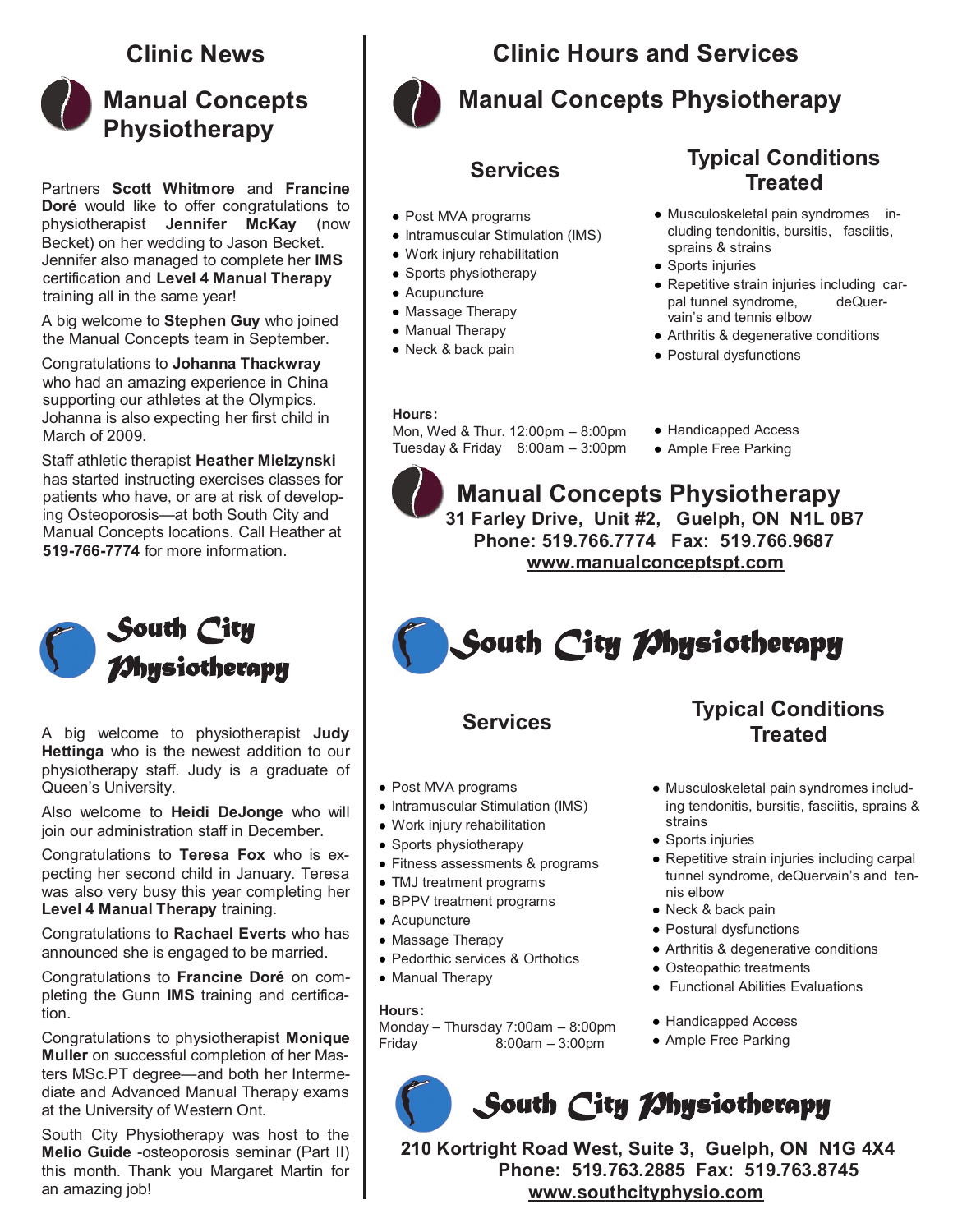## Clinic News

### Manual Concepts Physiotherapy

Partners **Scott Whitmore** and **Francine Doré** would like to offer congratulations to physiotherapist **Jennifer McKay** (now Becket) on her wedding to Jason Becket. Jennifer also managed to complete her **IMS** certification and **Level 4 Manual Therapy** training all in the same year!

A big welcome to **Stephen Guy** who joined the Manual Concepts team in September.

Congratulations to **Johanna Thackwray** who had an amazing experience in China supporting our athletes at the Olympics. Johanna is also expecting her first child in March of 2009.

Staff athletic therapist **Heather Mielzynski** has started instructing exercises classes for patients who have, or are at risk of developing Osteoporosis—at both South City and Manual Concepts locations. Call Heather at **519-766-7774** for more information.

### *South City Physiotherapy*

A big welcome to physiotherapist **Judy Hettinga** who is the newest addition to our physiotherapy staff. Judy is a graduate of Queen's University.

Also welcome to **Heidi DeJonge** who will join our administration staff in December.

Congratulations to **Teresa Fox** who is expecting her second child in January. Teresa was also very busy this year completing her **Level 4 Manual Therapy** training.

Congratulations to **Rachael Everts** who has announced she is engaged to be married.

Congratulations to **Francine Doré** on completing the Gunn **IMS** training and certification.

Congratulations to physiotherapist **Monique Muller** on successful completion of her Masters MSc.PT degree—and both her Intermediate and Advanced Manual Therapy exams at the University of Western Ont.

South City Physiotherapy was host to the **Melio Guide** -osteoporosis seminar (Part II) this month. Thank you Margaret Martin for an amazing job!

## Clinic Hours and Services

### Manual Concepts Physiotherapy

#### Services

- Post MVA programs
- Intramuscular Stimulation (IMS)
- Work injury rehabilitation
- Sports physiotherapy
- Acupuncture
- Massage Therapy
- Manual Therapy
- Neck & back pain

#### Typical Conditions Treated

- Musculoskeletal pain syndromes including tendonitis, bursitis, fasciitis, sprains & strains
- Sports injuries
- Repetitive strain injuries including carpal tunnel syndrome, deQuervain's and tennis elbow
- Arthritis & degenerative conditions
- Postural dysfunctions

**Hours:**
Mon, Wed & Thur. 12:00pm – 8:00pm
Tuesday & Friday 8:00am – 3:00pm

- Handicapped Access
- Ample Free Parking

**Manual Concepts Physiotherapy**
**31 Farley Drive, Unit #2, Guelph, ON N1L 0B7**
**Phone: 519.766.7774 Fax: 519.766.9687**
**www.manualconceptspt.com**

### *South City Physiotherapy*

#### Services

- Post MVA programs
- Intramuscular Stimulation (IMS)
- Work injury rehabilitation
- Sports physiotherapy
- Fitness assessments & programs
- TMJ treatment programs
- BPPV treatment programs
- Acupuncture
- Massage Therapy
- Pedorthic services & Orthotics
- Manual Therapy

#### Typical Conditions Treated

- Musculoskeletal pain syndromes including tendonitis, bursitis, fasciitis, sprains & strains
- Sports injuries
- Repetitive strain injuries including carpal tunnel syndrome, deQuervain's and tennis elbow
- Neck & back pain
- Postural dysfunctions
- Arthritis & degenerative conditions
- Osteopathic treatments
- Functional Abilities Evaluations

**Hours:**
Monday – Thursday 7:00am – 8:00pm
Friday 8:00am – 3:00pm

- Handicapped Access
- Ample Free Parking

*South City Physiotherapy*
**210 Kortright Road West, Suite 3, Guelph, ON N1G 4X4**
**Phone: 519.763.2885 Fax: 519.763.8745**
**www.southcityphysio.com**